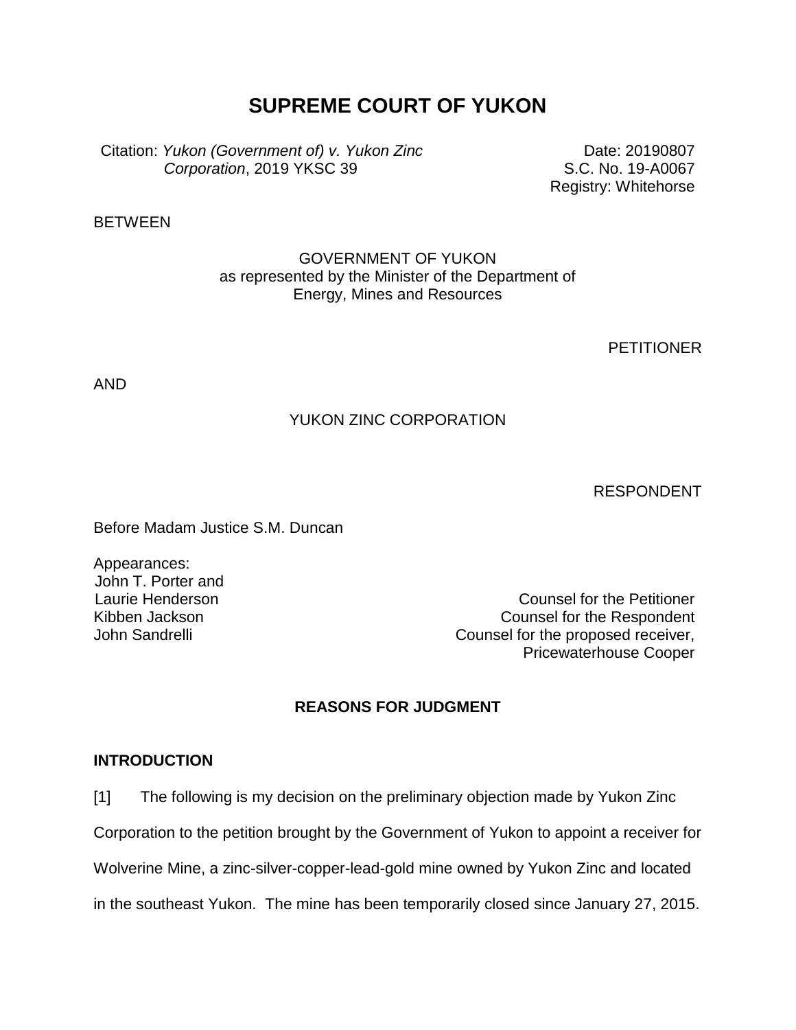# SUPREME COURT OF YUKON

Citation: *Yukon (Government of) v. Yukon Zinc Corporation*, 2019 YKSC 39

Date: 20190807
S.C. No. 19-A0067
Registry: Whitehorse

BETWEEN

GOVERNMENT OF YUKON
as represented by the Minister of the Department of
Energy, Mines and Resources

PETITIONER

AND

YUKON ZINC CORPORATION

RESPONDENT

Before Madam Justice S.M. Duncan

Appearances:

| | |
|---|---|
| John T. Porter and Laurie Henderson | Counsel for the Petitioner |
| Kibben Jackson | Counsel for the Respondent |
| John Sandrelli | Counsel for the proposed receiver, Pricewaterhouse Cooper |

## REASONS FOR JUDGMENT

### INTRODUCTION

[1] The following is my decision on the preliminary objection made by Yukon Zinc Corporation to the petition brought by the Government of Yukon to appoint a receiver for Wolverine Mine, a zinc-silver-copper-lead-gold mine owned by Yukon Zinc and located in the southeast Yukon. The mine has been temporarily closed since January 27, 2015.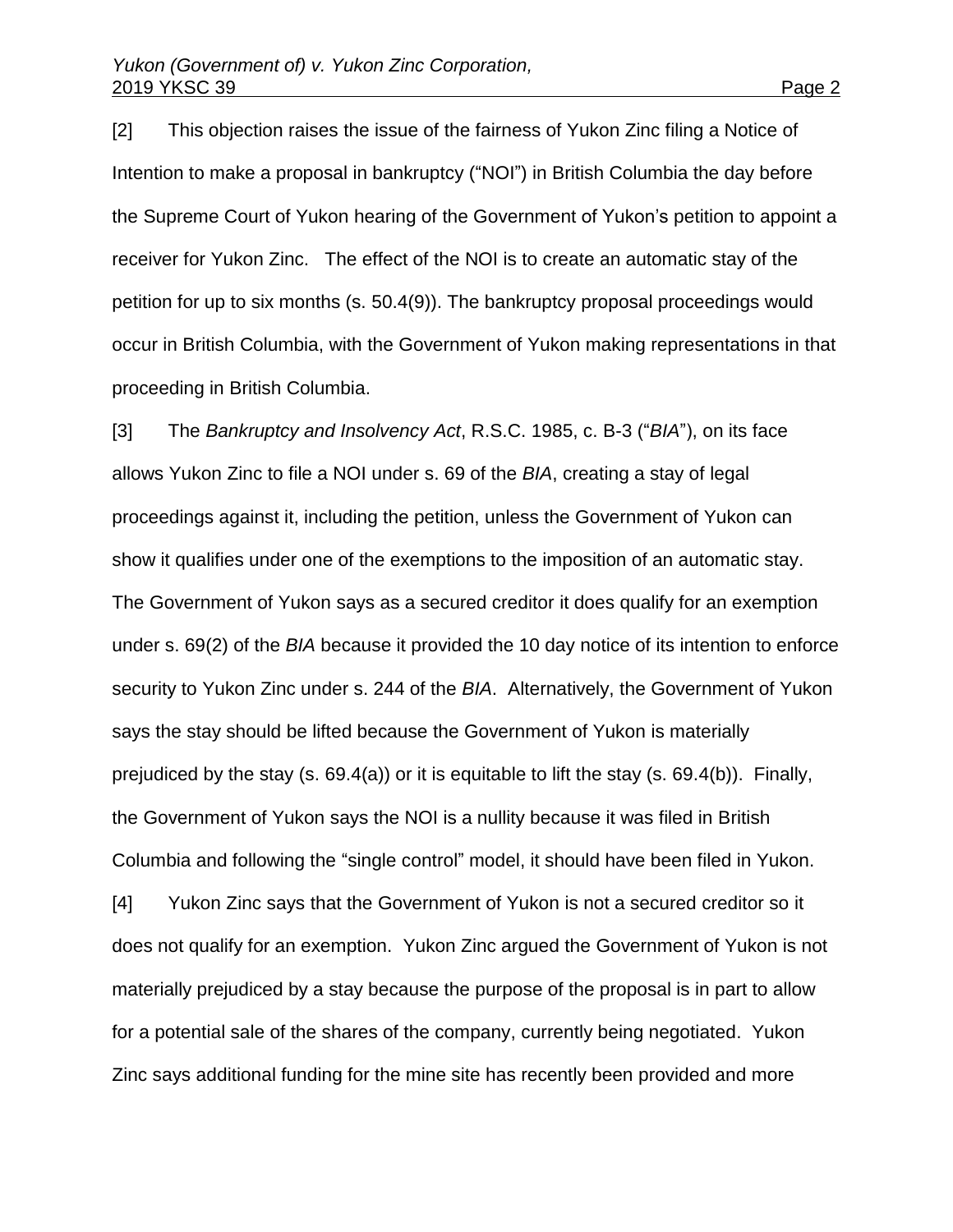[2] This objection raises the issue of the fairness of Yukon Zinc filing a Notice of Intention to make a proposal in bankruptcy ("NOI") in British Columbia the day before the Supreme Court of Yukon hearing of the Government of Yukon's petition to appoint a receiver for Yukon Zinc. The effect of the NOI is to create an automatic stay of the petition for up to six months (s. 50.4(9)). The bankruptcy proposal proceedings would occur in British Columbia, with the Government of Yukon making representations in that proceeding in British Columbia.

[3] The *Bankruptcy and Insolvency Act*, R.S.C. 1985, c. B-3 ("*BIA*"), on its face allows Yukon Zinc to file a NOI under s. 69 of the *BIA*, creating a stay of legal proceedings against it, including the petition, unless the Government of Yukon can show it qualifies under one of the exemptions to the imposition of an automatic stay. The Government of Yukon says as a secured creditor it does qualify for an exemption under s. 69(2) of the *BIA* because it provided the 10 day notice of its intention to enforce security to Yukon Zinc under s. 244 of the *BIA*. Alternatively, the Government of Yukon says the stay should be lifted because the Government of Yukon is materially prejudiced by the stay (s. 69.4(a)) or it is equitable to lift the stay (s. 69.4(b)). Finally, the Government of Yukon says the NOI is a nullity because it was filed in British Columbia and following the "single control" model, it should have been filed in Yukon.

[4] Yukon Zinc says that the Government of Yukon is not a secured creditor so it does not qualify for an exemption. Yukon Zinc argued the Government of Yukon is not materially prejudiced by a stay because the purpose of the proposal is in part to allow for a potential sale of the shares of the company, currently being negotiated. Yukon Zinc says additional funding for the mine site has recently been provided and more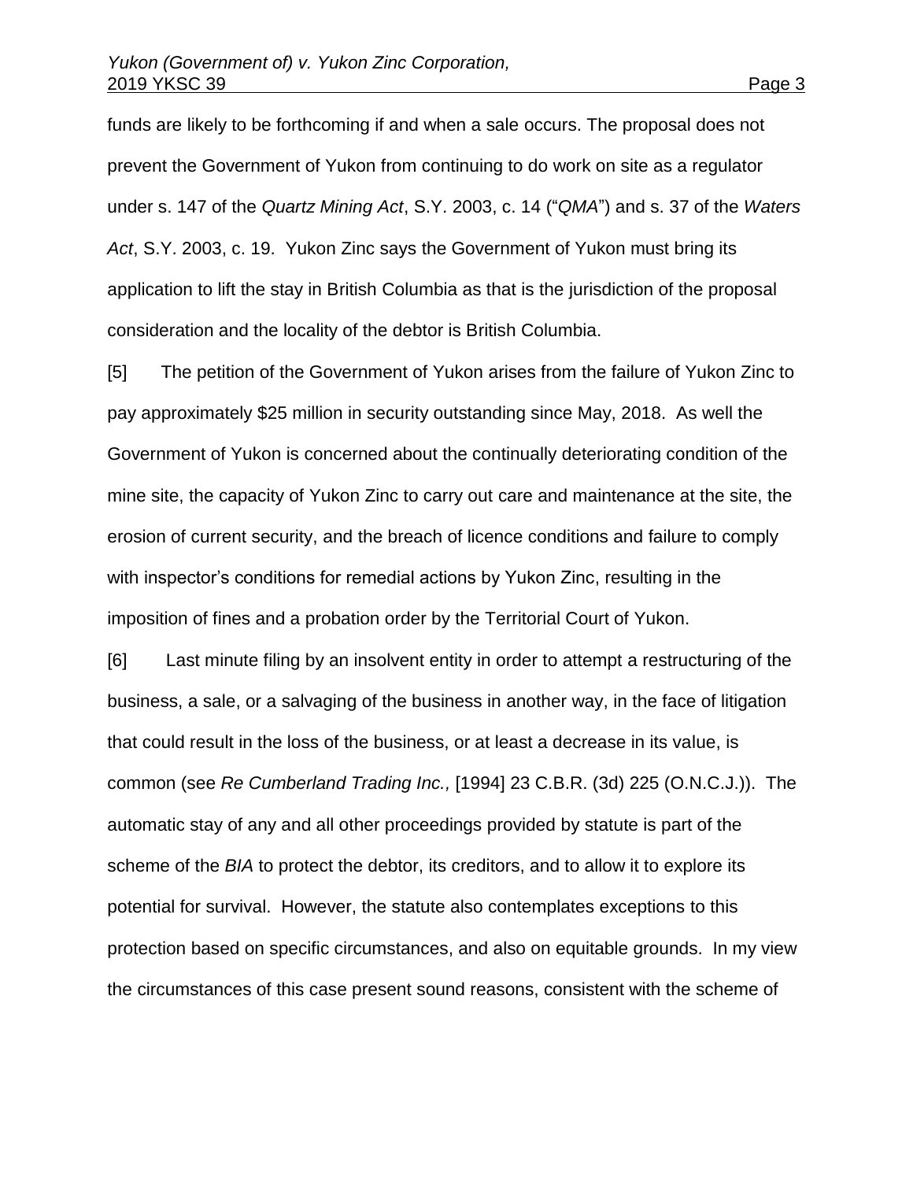funds are likely to be forthcoming if and when a sale occurs. The proposal does not prevent the Government of Yukon from continuing to do work on site as a regulator under s. 147 of the *Quartz Mining Act*, S.Y. 2003, c. 14 ("*QMA*") and s. 37 of the *Waters Act*, S.Y. 2003, c. 19. Yukon Zinc says the Government of Yukon must bring its application to lift the stay in British Columbia as that is the jurisdiction of the proposal consideration and the locality of the debtor is British Columbia.

[5] The petition of the Government of Yukon arises from the failure of Yukon Zinc to pay approximately $25 million in security outstanding since May, 2018. As well the Government of Yukon is concerned about the continually deteriorating condition of the mine site, the capacity of Yukon Zinc to carry out care and maintenance at the site, the erosion of current security, and the breach of licence conditions and failure to comply with inspector's conditions for remedial actions by Yukon Zinc, resulting in the imposition of fines and a probation order by the Territorial Court of Yukon.

[6] Last minute filing by an insolvent entity in order to attempt a restructuring of the business, a sale, or a salvaging of the business in another way, in the face of litigation that could result in the loss of the business, or at least a decrease in its value, is common (see *Re Cumberland Trading Inc.,* [1994] 23 C.B.R. (3d) 225 (O.N.C.J.)). The automatic stay of any and all other proceedings provided by statute is part of the scheme of the *BIA* to protect the debtor, its creditors, and to allow it to explore its potential for survival. However, the statute also contemplates exceptions to this protection based on specific circumstances, and also on equitable grounds. In my view the circumstances of this case present sound reasons, consistent with the scheme of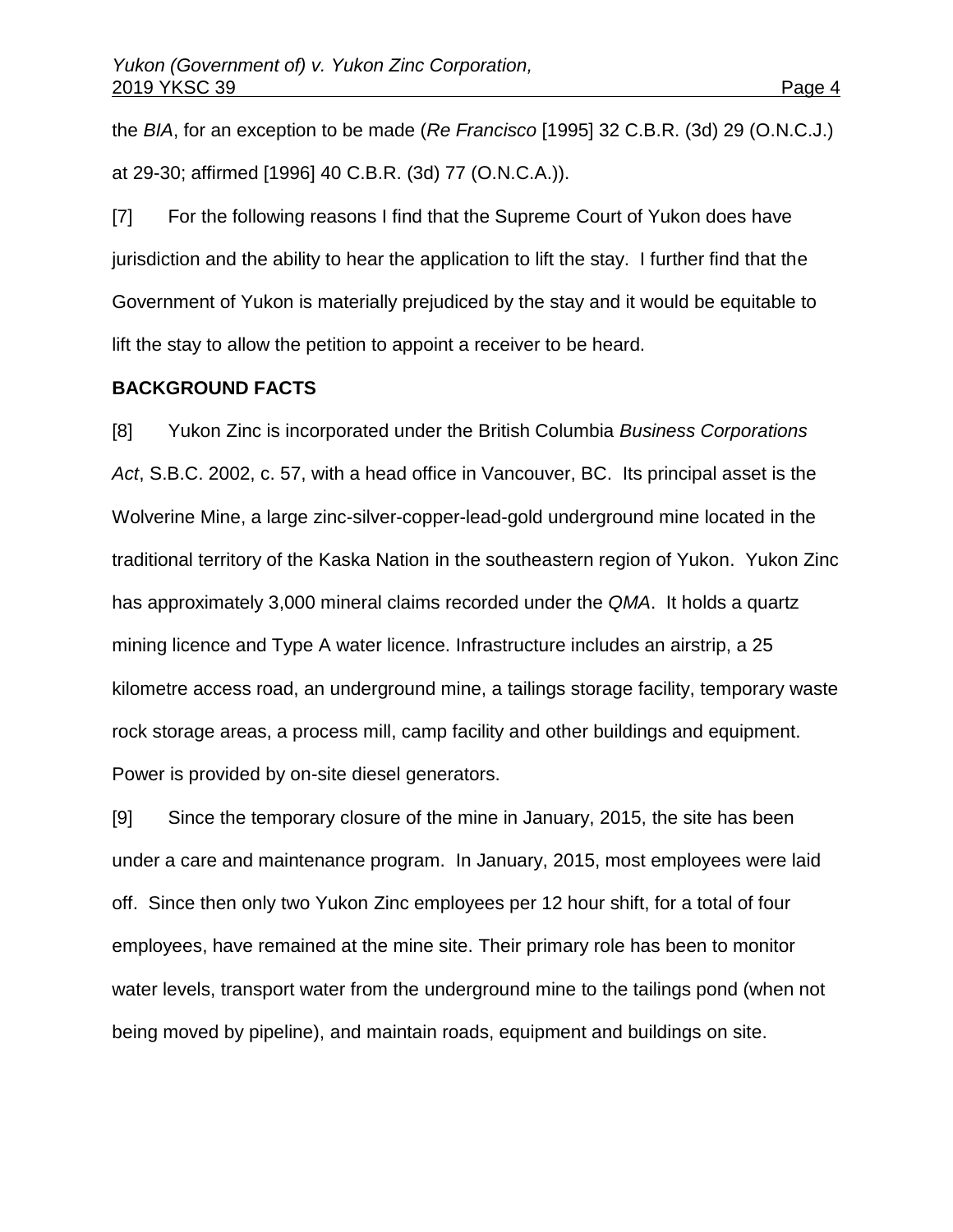the *BIA*, for an exception to be made (*Re Francisco* [1995] 32 C.B.R. (3d) 29 (O.N.C.J.) at 29-30; affirmed [1996] 40 C.B.R. (3d) 77 (O.N.C.A.)).

[7] For the following reasons I find that the Supreme Court of Yukon does have jurisdiction and the ability to hear the application to lift the stay. I further find that the Government of Yukon is materially prejudiced by the stay and it would be equitable to lift the stay to allow the petition to appoint a receiver to be heard.

**BACKGROUND FACTS**

[8] Yukon Zinc is incorporated under the British Columbia *Business Corporations Act*, S.B.C. 2002, c. 57, with a head office in Vancouver, BC. Its principal asset is the Wolverine Mine, a large zinc-silver-copper-lead-gold underground mine located in the traditional territory of the Kaska Nation in the southeastern region of Yukon. Yukon Zinc has approximately 3,000 mineral claims recorded under the *QMA*. It holds a quartz mining licence and Type A water licence. Infrastructure includes an airstrip, a 25 kilometre access road, an underground mine, a tailings storage facility, temporary waste rock storage areas, a process mill, camp facility and other buildings and equipment. Power is provided by on-site diesel generators.

[9] Since the temporary closure of the mine in January, 2015, the site has been under a care and maintenance program. In January, 2015, most employees were laid off. Since then only two Yukon Zinc employees per 12 hour shift, for a total of four employees, have remained at the mine site. Their primary role has been to monitor water levels, transport water from the underground mine to the tailings pond (when not being moved by pipeline), and maintain roads, equipment and buildings on site.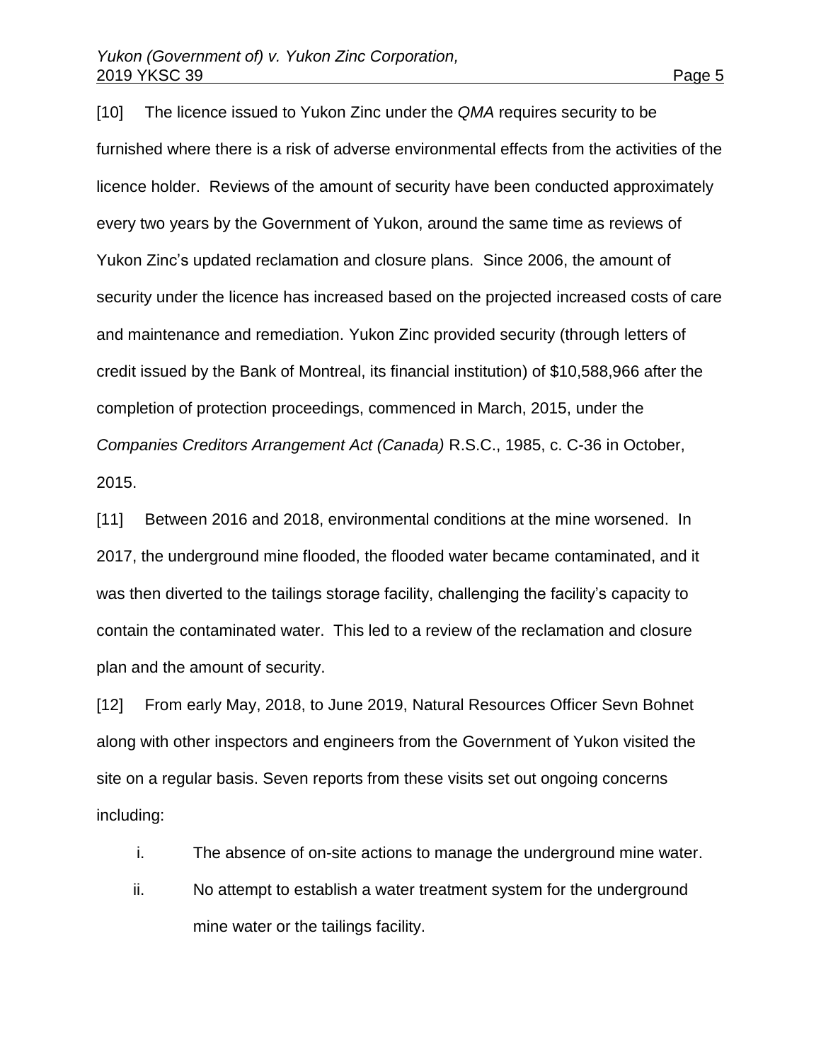[10] The licence issued to Yukon Zinc under the *QMA* requires security to be furnished where there is a risk of adverse environmental effects from the activities of the licence holder. Reviews of the amount of security have been conducted approximately every two years by the Government of Yukon, around the same time as reviews of Yukon Zinc's updated reclamation and closure plans. Since 2006, the amount of security under the licence has increased based on the projected increased costs of care and maintenance and remediation. Yukon Zinc provided security (through letters of credit issued by the Bank of Montreal, its financial institution) of $10,588,966 after the completion of protection proceedings, commenced in March, 2015, under the *Companies Creditors Arrangement Act (Canada)* R.S.C., 1985, c. C-36 in October, 2015.

[11] Between 2016 and 2018, environmental conditions at the mine worsened. In 2017, the underground mine flooded, the flooded water became contaminated, and it was then diverted to the tailings storage facility, challenging the facility's capacity to contain the contaminated water. This led to a review of the reclamation and closure plan and the amount of security.

[12] From early May, 2018, to June 2019, Natural Resources Officer Sevn Bohnet along with other inspectors and engineers from the Government of Yukon visited the site on a regular basis. Seven reports from these visits set out ongoing concerns including:

i. The absence of on-site actions to manage the underground mine water.

ii. No attempt to establish a water treatment system for the underground mine water or the tailings facility.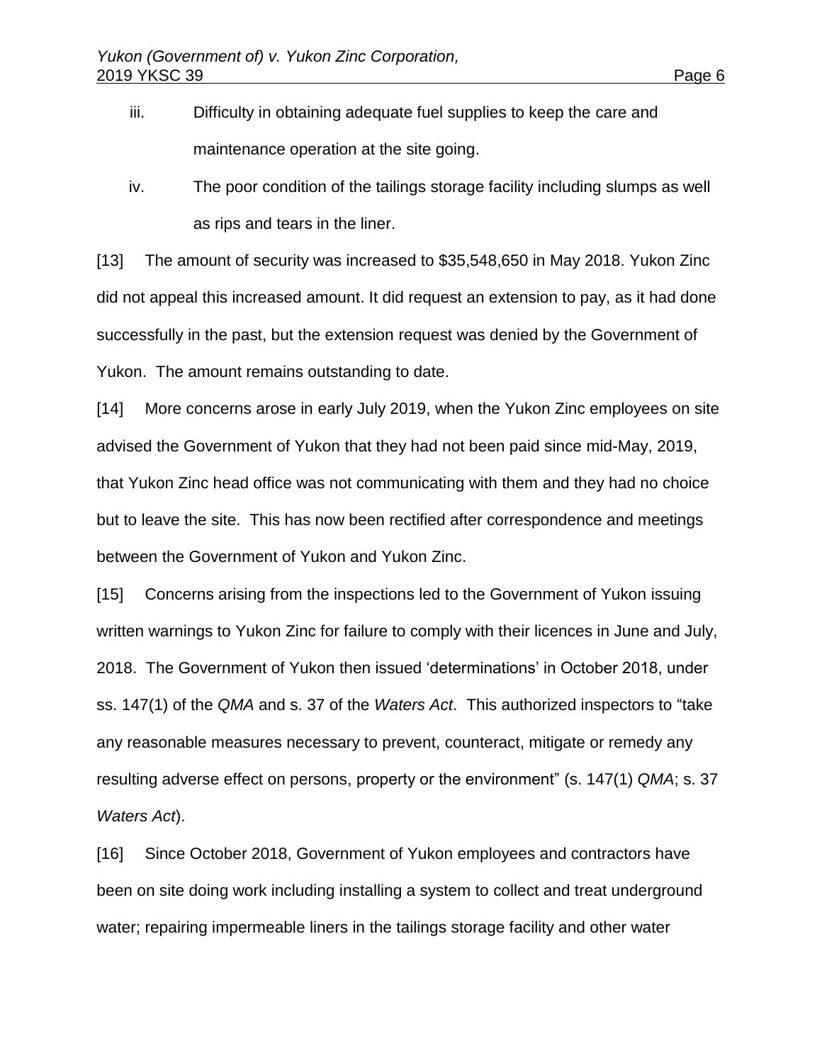iii. Difficulty in obtaining adequate fuel supplies to keep the care and maintenance operation at the site going.

iv. The poor condition of the tailings storage facility including slumps as well as rips and tears in the liner.

[13] The amount of security was increased to $35,548,650 in May 2018. Yukon Zinc did not appeal this increased amount. It did request an extension to pay, as it had done successfully in the past, but the extension request was denied by the Government of Yukon. The amount remains outstanding to date.

[14] More concerns arose in early July 2019, when the Yukon Zinc employees on site advised the Government of Yukon that they had not been paid since mid-May, 2019, that Yukon Zinc head office was not communicating with them and they had no choice but to leave the site. This has now been rectified after correspondence and meetings between the Government of Yukon and Yukon Zinc.

[15] Concerns arising from the inspections led to the Government of Yukon issuing written warnings to Yukon Zinc for failure to comply with their licences in June and July, 2018. The Government of Yukon then issued 'determinations' in October 2018, under ss. 147(1) of the *QMA* and s. 37 of the *Waters Act*. This authorized inspectors to "take any reasonable measures necessary to prevent, counteract, mitigate or remedy any resulting adverse effect on persons, property or the environment" (s. 147(1) *QMA*; s. 37 *Waters Act*).

[16] Since October 2018, Government of Yukon employees and contractors have been on site doing work including installing a system to collect and treat underground water; repairing impermeable liners in the tailings storage facility and other water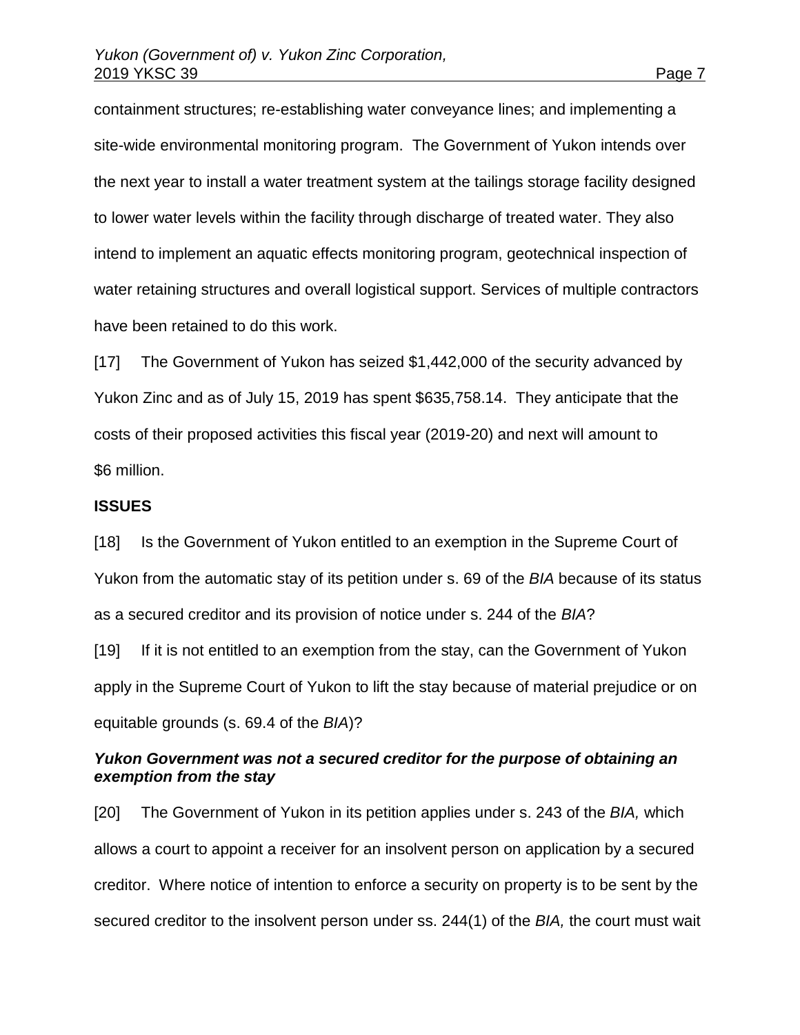containment structures; re-establishing water conveyance lines; and implementing a site-wide environmental monitoring program. The Government of Yukon intends over the next year to install a water treatment system at the tailings storage facility designed to lower water levels within the facility through discharge of treated water. They also intend to implement an aquatic effects monitoring program, geotechnical inspection of water retaining structures and overall logistical support. Services of multiple contractors have been retained to do this work.

[17] The Government of Yukon has seized $1,442,000 of the security advanced by Yukon Zinc and as of July 15, 2019 has spent $635,758.14. They anticipate that the costs of their proposed activities this fiscal year (2019-20) and next will amount to $6 million.

**ISSUES**

[18] Is the Government of Yukon entitled to an exemption in the Supreme Court of Yukon from the automatic stay of its petition under s. 69 of the *BIA* because of its status as a secured creditor and its provision of notice under s. 244 of the *BIA*?

[19] If it is not entitled to an exemption from the stay, can the Government of Yukon apply in the Supreme Court of Yukon to lift the stay because of material prejudice or on equitable grounds (s. 69.4 of the *BIA*)?

***Yukon Government was not a secured creditor for the purpose of obtaining an exemption from the stay***

[20] The Government of Yukon in its petition applies under s. 243 of the *BIA,* which allows a court to appoint a receiver for an insolvent person on application by a secured creditor. Where notice of intention to enforce a security on property is to be sent by the secured creditor to the insolvent person under ss. 244(1) of the *BIA,* the court must wait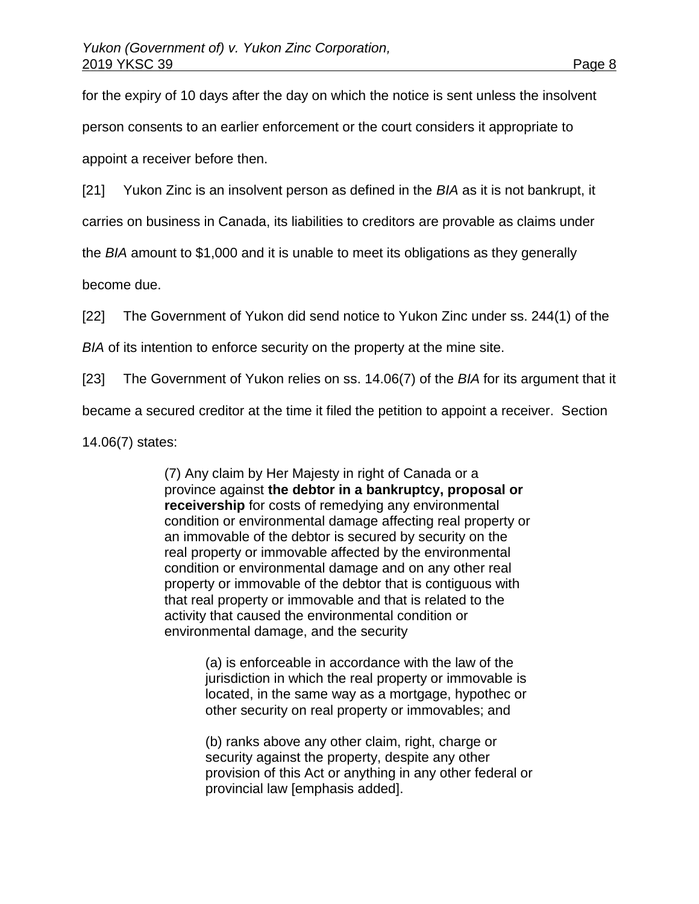for the expiry of 10 days after the day on which the notice is sent unless the insolvent person consents to an earlier enforcement or the court considers it appropriate to appoint a receiver before then.

[21] Yukon Zinc is an insolvent person as defined in the *BIA* as it is not bankrupt, it carries on business in Canada, its liabilities to creditors are provable as claims under the *BIA* amount to $1,000 and it is unable to meet its obligations as they generally become due.

[22] The Government of Yukon did send notice to Yukon Zinc under ss. 244(1) of the *BIA* of its intention to enforce security on the property at the mine site.

[23] The Government of Yukon relies on ss. 14.06(7) of the *BIA* for its argument that it became a secured creditor at the time it filed the petition to appoint a receiver. Section 14.06(7) states:

> (7) Any claim by Her Majesty in right of Canada or a province against **the debtor in a bankruptcy, proposal or receivership** for costs of remedying any environmental condition or environmental damage affecting real property or an immovable of the debtor is secured by security on the real property or immovable affected by the environmental condition or environmental damage and on any other real property or immovable of the debtor that is contiguous with that real property or immovable and that is related to the activity that caused the environmental condition or environmental damage, and the security
>
> > (a) is enforceable in accordance with the law of the jurisdiction in which the real property or immovable is located, in the same way as a mortgage, hypothec or other security on real property or immovables; and
> >
> > (b) ranks above any other claim, right, charge or security against the property, despite any other provision of this Act or anything in any other federal or provincial law [emphasis added].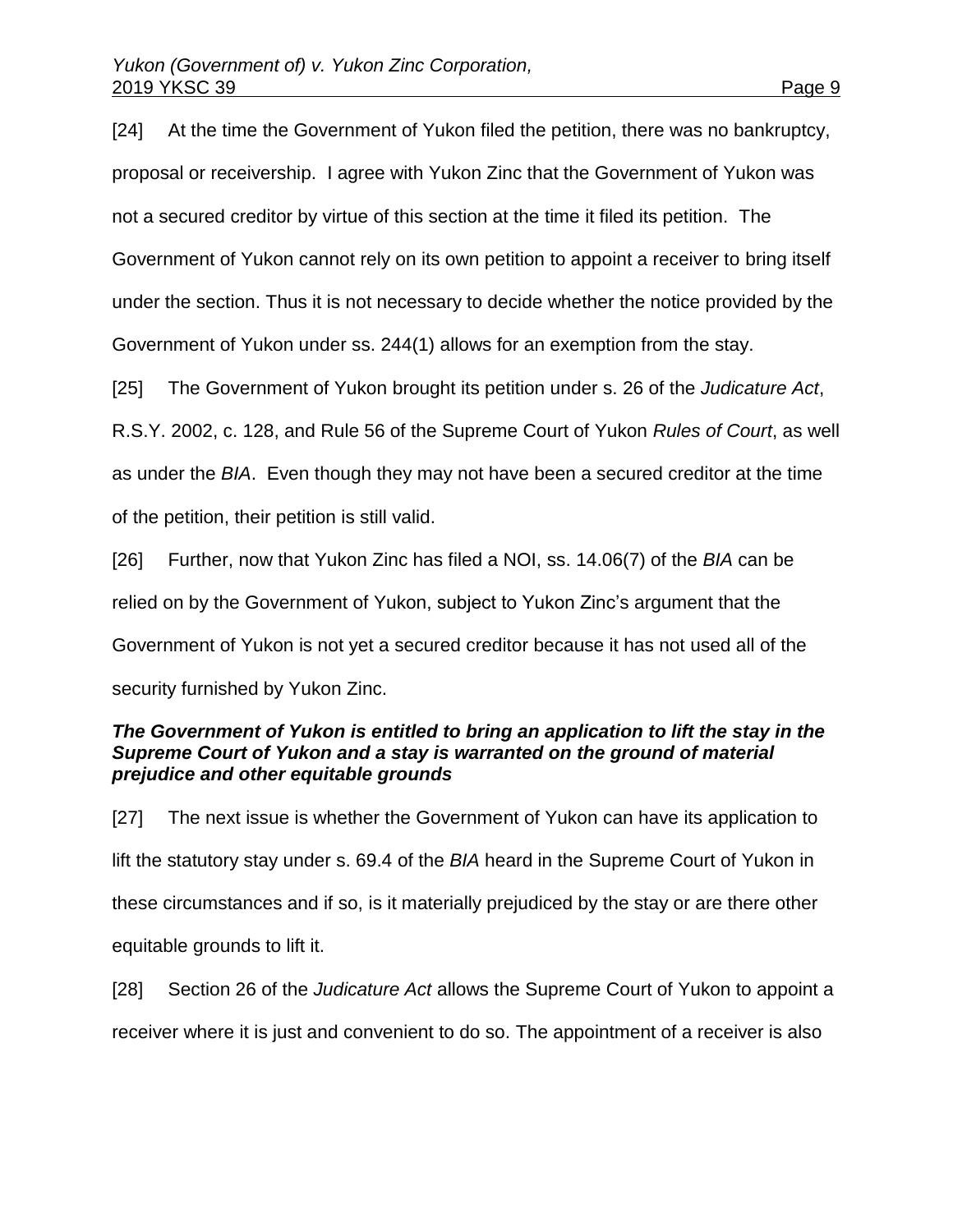[24] At the time the Government of Yukon filed the petition, there was no bankruptcy, proposal or receivership. I agree with Yukon Zinc that the Government of Yukon was not a secured creditor by virtue of this section at the time it filed its petition. The Government of Yukon cannot rely on its own petition to appoint a receiver to bring itself under the section. Thus it is not necessary to decide whether the notice provided by the Government of Yukon under ss. 244(1) allows for an exemption from the stay.

[25] The Government of Yukon brought its petition under s. 26 of the *Judicature Act*, R.S.Y. 2002, c. 128, and Rule 56 of the Supreme Court of Yukon *Rules of Court*, as well as under the *BIA*. Even though they may not have been a secured creditor at the time of the petition, their petition is still valid.

[26] Further, now that Yukon Zinc has filed a NOI, ss. 14.06(7) of the *BIA* can be relied on by the Government of Yukon, subject to Yukon Zinc's argument that the Government of Yukon is not yet a secured creditor because it has not used all of the security furnished by Yukon Zinc.

***The Government of Yukon is entitled to bring an application to lift the stay in the Supreme Court of Yukon and a stay is warranted on the ground of material prejudice and other equitable grounds***

[27] The next issue is whether the Government of Yukon can have its application to lift the statutory stay under s. 69.4 of the *BIA* heard in the Supreme Court of Yukon in these circumstances and if so, is it materially prejudiced by the stay or are there other equitable grounds to lift it.

[28] Section 26 of the *Judicature Act* allows the Supreme Court of Yukon to appoint a receiver where it is just and convenient to do so. The appointment of a receiver is also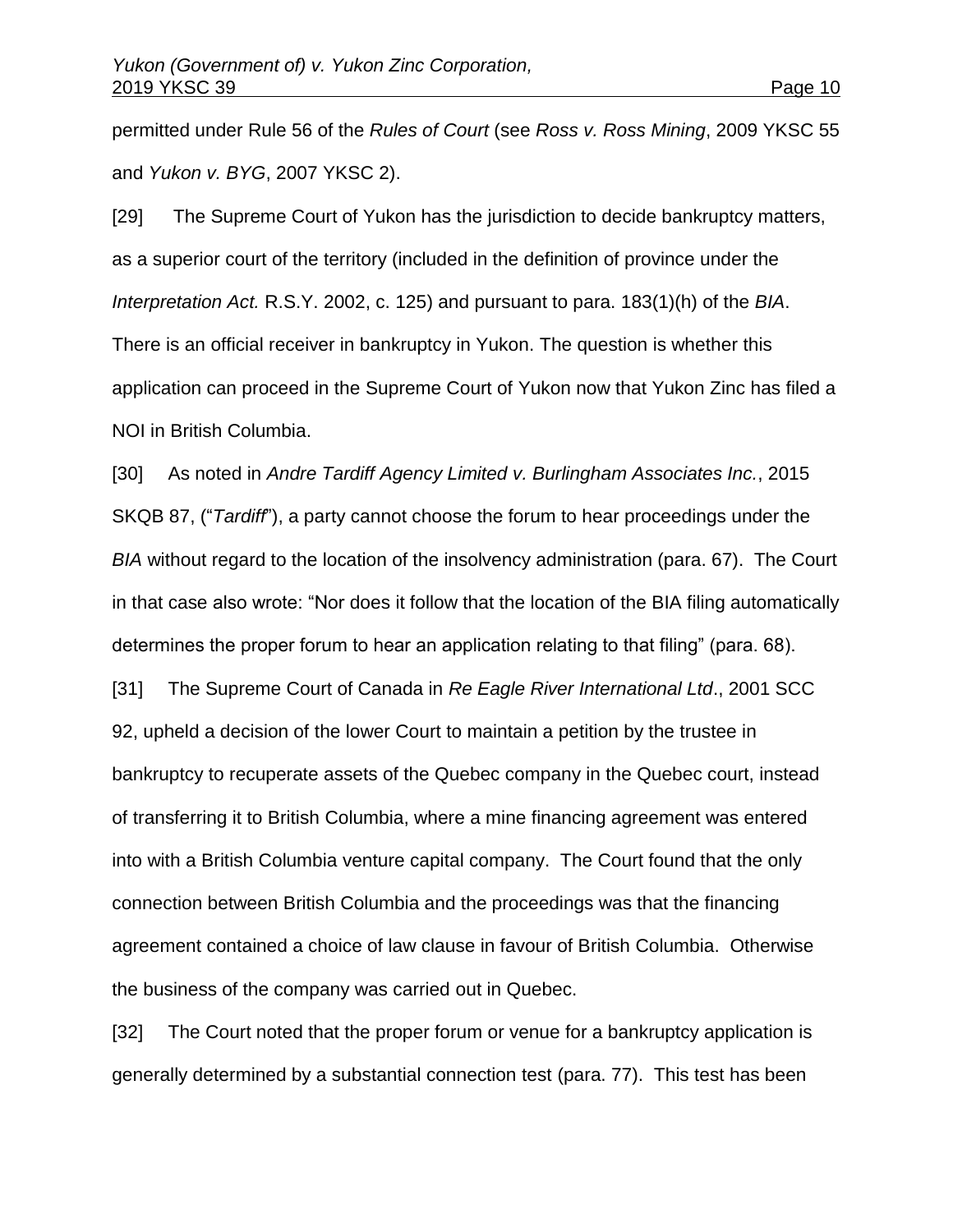permitted under Rule 56 of the *Rules of Court* (see *Ross v. Ross Mining*, 2009 YKSC 55 and *Yukon v. BYG*, 2007 YKSC 2).

[29] The Supreme Court of Yukon has the jurisdiction to decide bankruptcy matters, as a superior court of the territory (included in the definition of province under the *Interpretation Act.* R.S.Y. 2002, c. 125) and pursuant to para. 183(1)(h) of the *BIA*. There is an official receiver in bankruptcy in Yukon. The question is whether this application can proceed in the Supreme Court of Yukon now that Yukon Zinc has filed a NOI in British Columbia.

[30] As noted in *Andre Tardiff Agency Limited v. Burlingham Associates Inc.*, 2015 SKQB 87, ("*Tardiff*"), a party cannot choose the forum to hear proceedings under the *BIA* without regard to the location of the insolvency administration (para. 67). The Court in that case also wrote: "Nor does it follow that the location of the BIA filing automatically determines the proper forum to hear an application relating to that filing" (para. 68).

[31] The Supreme Court of Canada in *Re Eagle River International Ltd*., 2001 SCC 92, upheld a decision of the lower Court to maintain a petition by the trustee in bankruptcy to recuperate assets of the Quebec company in the Quebec court, instead of transferring it to British Columbia, where a mine financing agreement was entered into with a British Columbia venture capital company. The Court found that the only connection between British Columbia and the proceedings was that the financing agreement contained a choice of law clause in favour of British Columbia. Otherwise the business of the company was carried out in Quebec.

[32] The Court noted that the proper forum or venue for a bankruptcy application is generally determined by a substantial connection test (para. 77). This test has been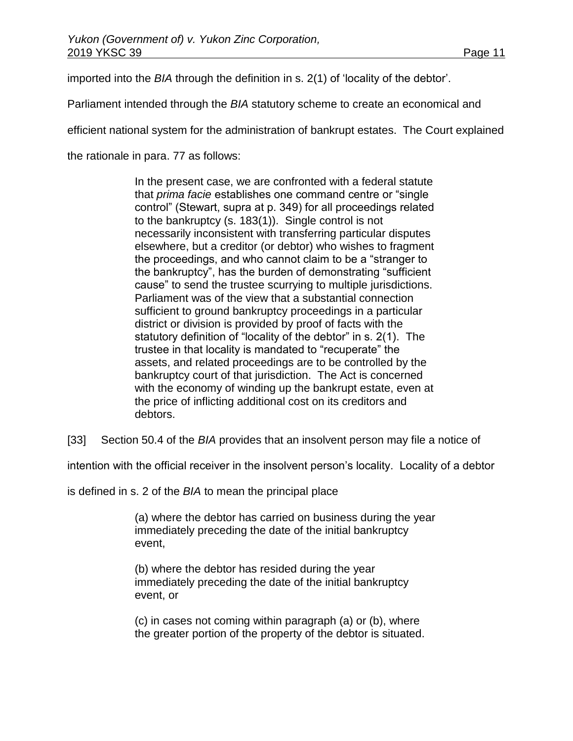imported into the *BIA* through the definition in s. 2(1) of 'locality of the debtor'. Parliament intended through the *BIA* statutory scheme to create an economical and efficient national system for the administration of bankrupt estates. The Court explained the rationale in para. 77 as follows:

> In the present case, we are confronted with a federal statute that *prima facie* establishes one command centre or "single control" (Stewart, supra at p. 349) for all proceedings related to the bankruptcy (s. 183(1)). Single control is not necessarily inconsistent with transferring particular disputes elsewhere, but a creditor (or debtor) who wishes to fragment the proceedings, and who cannot claim to be a "stranger to the bankruptcy", has the burden of demonstrating "sufficient cause" to send the trustee scurrying to multiple jurisdictions. Parliament was of the view that a substantial connection sufficient to ground bankruptcy proceedings in a particular district or division is provided by proof of facts with the statutory definition of "locality of the debtor" in s. 2(1). The trustee in that locality is mandated to "recuperate" the assets, and related proceedings are to be controlled by the bankruptcy court of that jurisdiction. The Act is concerned with the economy of winding up the bankrupt estate, even at the price of inflicting additional cost on its creditors and debtors.

[33] Section 50.4 of the *BIA* provides that an insolvent person may file a notice of intention with the official receiver in the insolvent person's locality. Locality of a debtor is defined in s. 2 of the *BIA* to mean the principal place

> (a) where the debtor has carried on business during the year immediately preceding the date of the initial bankruptcy event,
>
> (b) where the debtor has resided during the year immediately preceding the date of the initial bankruptcy event, or
>
> (c) in cases not coming within paragraph (a) or (b), where the greater portion of the property of the debtor is situated.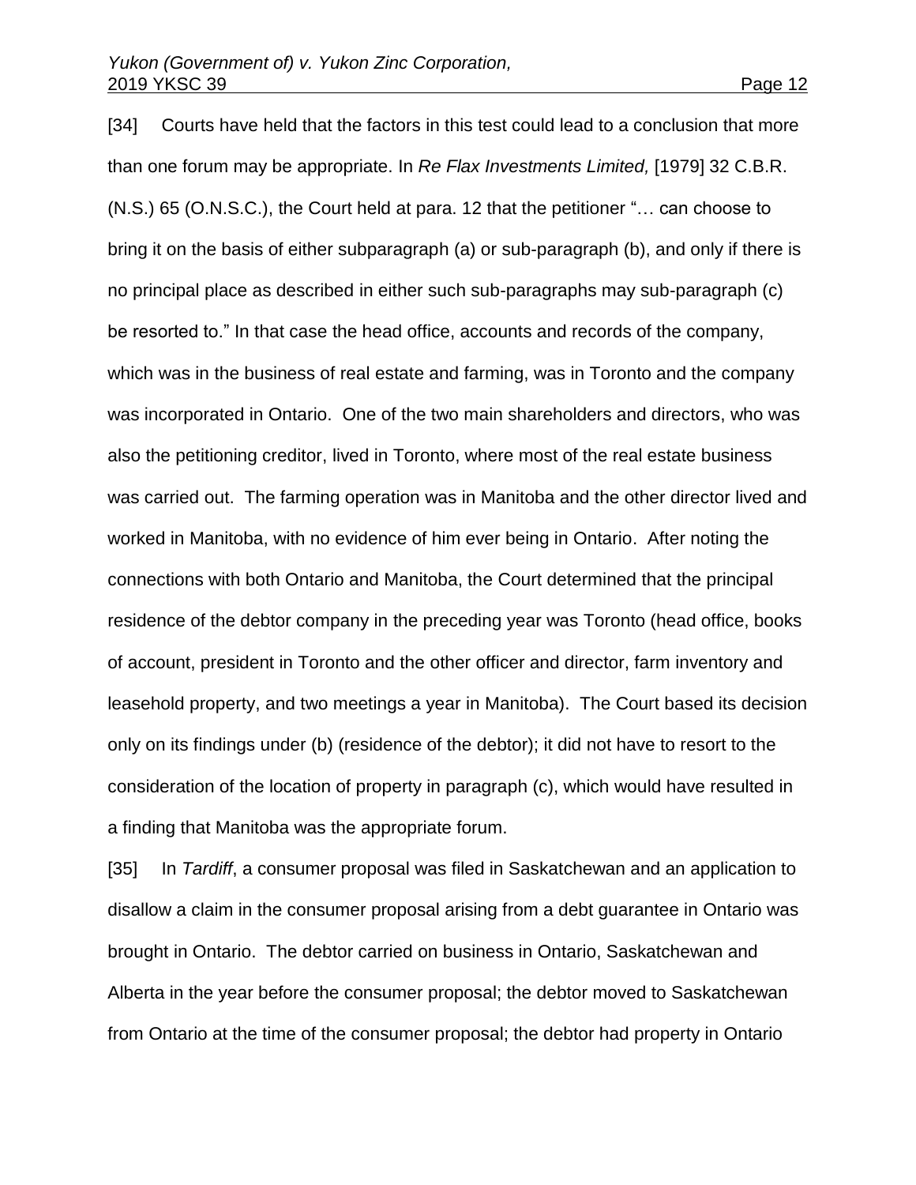[34] Courts have held that the factors in this test could lead to a conclusion that more than one forum may be appropriate. In *Re Flax Investments Limited,* [1979] 32 C.B.R. (N.S.) 65 (O.N.S.C.), the Court held at para. 12 that the petitioner "… can choose to bring it on the basis of either subparagraph (a) or sub-paragraph (b), and only if there is no principal place as described in either such sub-paragraphs may sub-paragraph (c) be resorted to." In that case the head office, accounts and records of the company, which was in the business of real estate and farming, was in Toronto and the company was incorporated in Ontario. One of the two main shareholders and directors, who was also the petitioning creditor, lived in Toronto, where most of the real estate business was carried out. The farming operation was in Manitoba and the other director lived and worked in Manitoba, with no evidence of him ever being in Ontario. After noting the connections with both Ontario and Manitoba, the Court determined that the principal residence of the debtor company in the preceding year was Toronto (head office, books of account, president in Toronto and the other officer and director, farm inventory and leasehold property, and two meetings a year in Manitoba). The Court based its decision only on its findings under (b) (residence of the debtor); it did not have to resort to the consideration of the location of property in paragraph (c), which would have resulted in a finding that Manitoba was the appropriate forum.

[35] In *Tardiff*, a consumer proposal was filed in Saskatchewan and an application to disallow a claim in the consumer proposal arising from a debt guarantee in Ontario was brought in Ontario. The debtor carried on business in Ontario, Saskatchewan and Alberta in the year before the consumer proposal; the debtor moved to Saskatchewan from Ontario at the time of the consumer proposal; the debtor had property in Ontario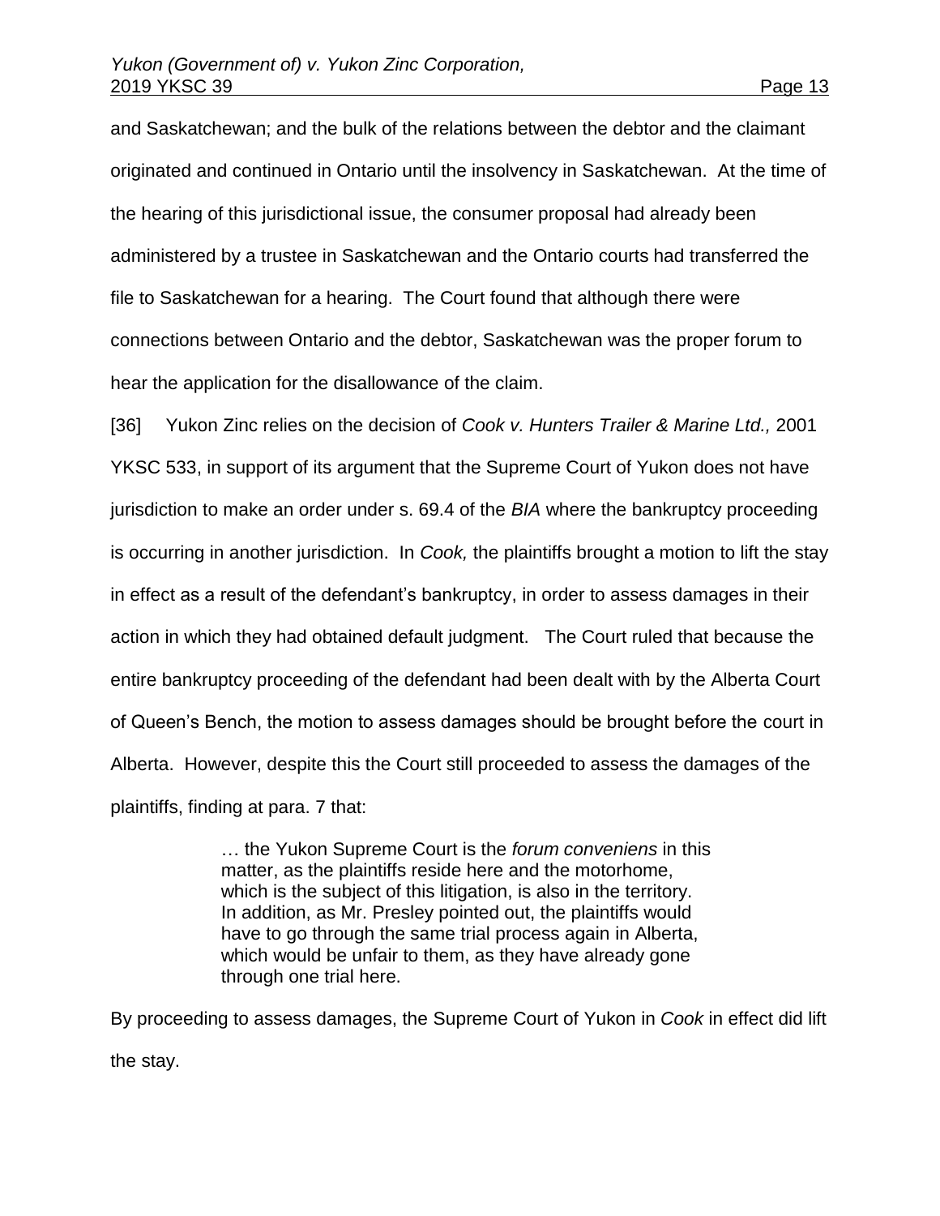and Saskatchewan; and the bulk of the relations between the debtor and the claimant originated and continued in Ontario until the insolvency in Saskatchewan. At the time of the hearing of this jurisdictional issue, the consumer proposal had already been administered by a trustee in Saskatchewan and the Ontario courts had transferred the file to Saskatchewan for a hearing. The Court found that although there were connections between Ontario and the debtor, Saskatchewan was the proper forum to hear the application for the disallowance of the claim.

[36] Yukon Zinc relies on the decision of *Cook v. Hunters Trailer & Marine Ltd.,* 2001 YKSC 533, in support of its argument that the Supreme Court of Yukon does not have jurisdiction to make an order under s. 69.4 of the *BIA* where the bankruptcy proceeding is occurring in another jurisdiction. In *Cook,* the plaintiffs brought a motion to lift the stay in effect as a result of the defendant's bankruptcy, in order to assess damages in their action in which they had obtained default judgment. The Court ruled that because the entire bankruptcy proceeding of the defendant had been dealt with by the Alberta Court of Queen's Bench, the motion to assess damages should be brought before the court in Alberta. However, despite this the Court still proceeded to assess the damages of the plaintiffs, finding at para. 7 that:

> … the Yukon Supreme Court is the *forum conveniens* in this matter, as the plaintiffs reside here and the motorhome, which is the subject of this litigation, is also in the territory. In addition, as Mr. Presley pointed out, the plaintiffs would have to go through the same trial process again in Alberta, which would be unfair to them, as they have already gone through one trial here.

By proceeding to assess damages, the Supreme Court of Yukon in *Cook* in effect did lift the stay.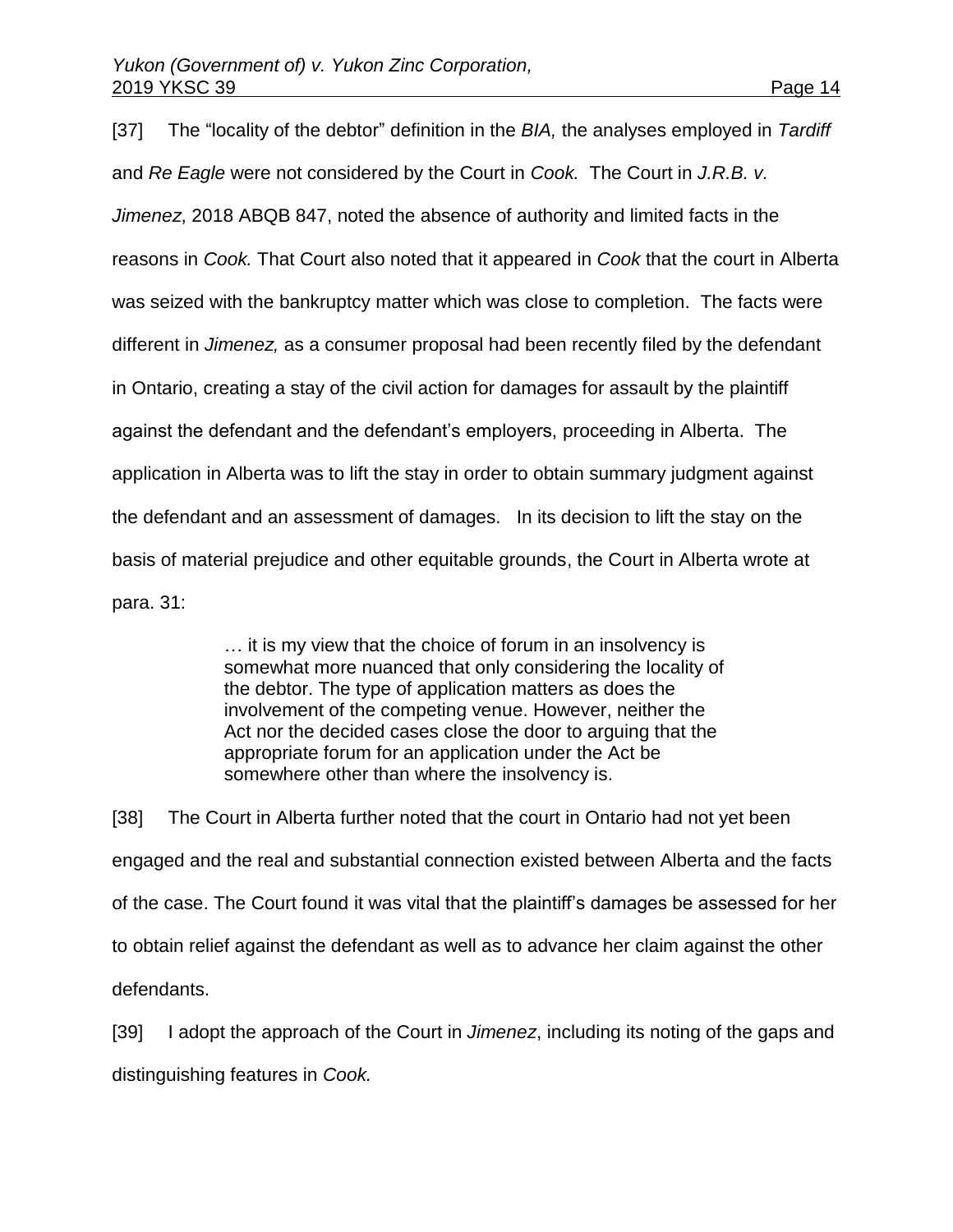[37] The "locality of the debtor" definition in the *BIA,* the analyses employed in *Tardiff* and *Re Eagle* were not considered by the Court in *Cook.* The Court in *J.R.B. v. Jimenez*, 2018 ABQB 847, noted the absence of authority and limited facts in the reasons in *Cook.* That Court also noted that it appeared in *Cook* that the court in Alberta was seized with the bankruptcy matter which was close to completion. The facts were different in *Jimenez,* as a consumer proposal had been recently filed by the defendant in Ontario, creating a stay of the civil action for damages for assault by the plaintiff against the defendant and the defendant's employers, proceeding in Alberta. The application in Alberta was to lift the stay in order to obtain summary judgment against the defendant and an assessment of damages. In its decision to lift the stay on the basis of material prejudice and other equitable grounds, the Court in Alberta wrote at para. 31:

> … it is my view that the choice of forum in an insolvency is somewhat more nuanced that only considering the locality of the debtor. The type of application matters as does the involvement of the competing venue. However, neither the Act nor the decided cases close the door to arguing that the appropriate forum for an application under the Act be somewhere other than where the insolvency is.

[38] The Court in Alberta further noted that the court in Ontario had not yet been engaged and the real and substantial connection existed between Alberta and the facts of the case. The Court found it was vital that the plaintiff's damages be assessed for her to obtain relief against the defendant as well as to advance her claim against the other defendants.

[39] I adopt the approach of the Court in *Jimenez*, including its noting of the gaps and distinguishing features in *Cook.*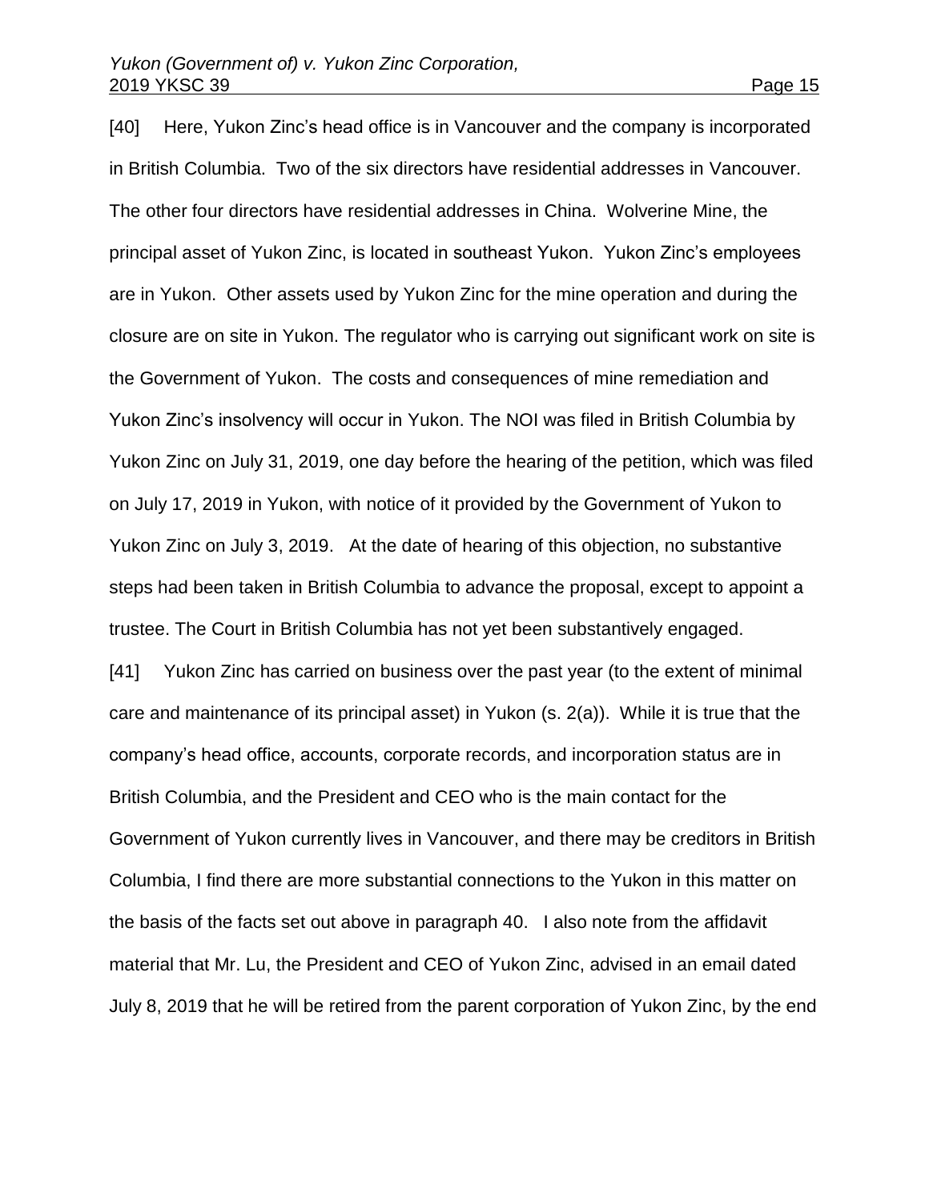[40] Here, Yukon Zinc's head office is in Vancouver and the company is incorporated in British Columbia. Two of the six directors have residential addresses in Vancouver. The other four directors have residential addresses in China. Wolverine Mine, the principal asset of Yukon Zinc, is located in southeast Yukon. Yukon Zinc's employees are in Yukon. Other assets used by Yukon Zinc for the mine operation and during the closure are on site in Yukon. The regulator who is carrying out significant work on site is the Government of Yukon. The costs and consequences of mine remediation and Yukon Zinc's insolvency will occur in Yukon. The NOI was filed in British Columbia by Yukon Zinc on July 31, 2019, one day before the hearing of the petition, which was filed on July 17, 2019 in Yukon, with notice of it provided by the Government of Yukon to Yukon Zinc on July 3, 2019. At the date of hearing of this objection, no substantive steps had been taken in British Columbia to advance the proposal, except to appoint a trustee. The Court in British Columbia has not yet been substantively engaged.

[41] Yukon Zinc has carried on business over the past year (to the extent of minimal care and maintenance of its principal asset) in Yukon (s. 2(a)). While it is true that the company's head office, accounts, corporate records, and incorporation status are in British Columbia, and the President and CEO who is the main contact for the Government of Yukon currently lives in Vancouver, and there may be creditors in British Columbia, I find there are more substantial connections to the Yukon in this matter on the basis of the facts set out above in paragraph 40. I also note from the affidavit material that Mr. Lu, the President and CEO of Yukon Zinc, advised in an email dated July 8, 2019 that he will be retired from the parent corporation of Yukon Zinc, by the end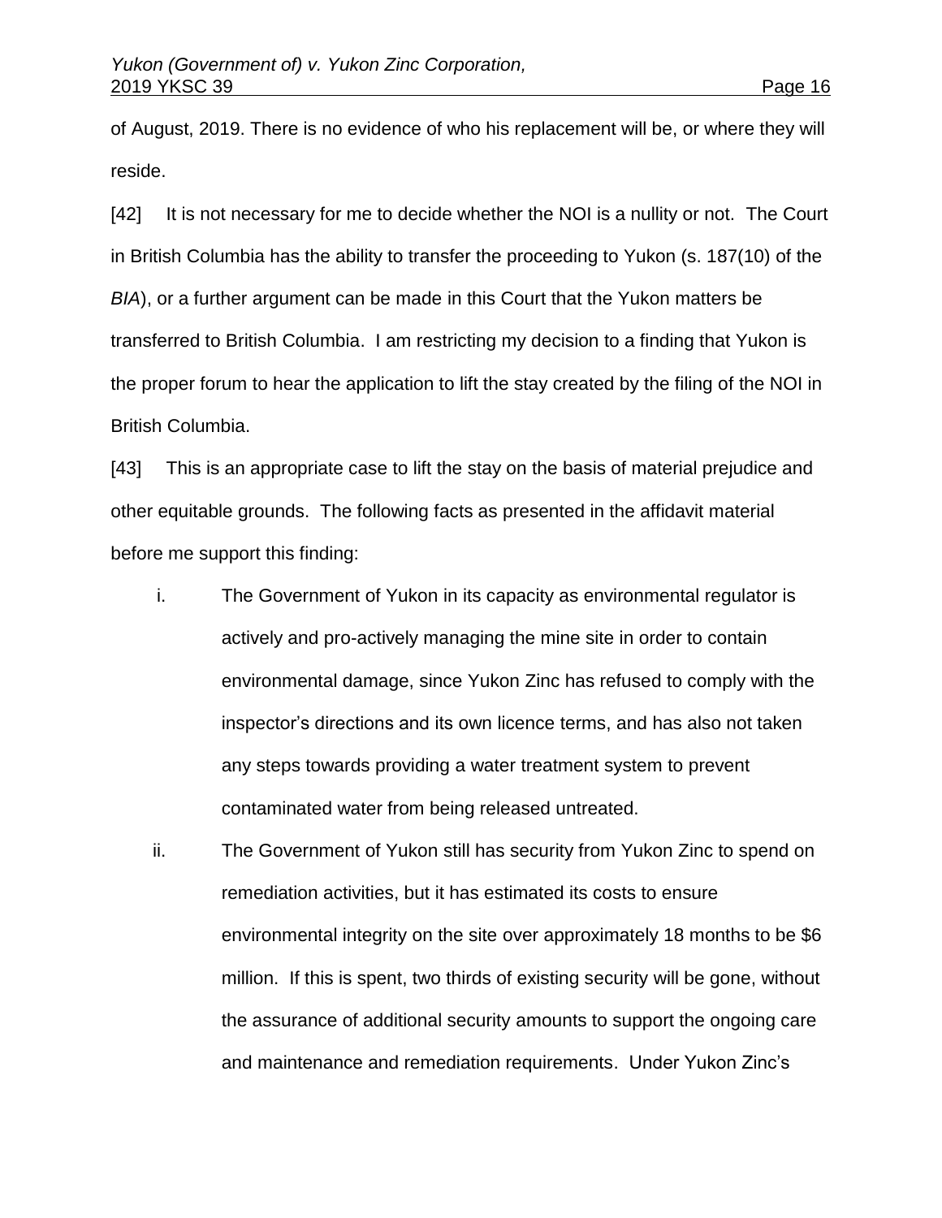of August, 2019. There is no evidence of who his replacement will be, or where they will reside.

[42] It is not necessary for me to decide whether the NOI is a nullity or not. The Court in British Columbia has the ability to transfer the proceeding to Yukon (s. 187(10) of the *BIA*), or a further argument can be made in this Court that the Yukon matters be transferred to British Columbia. I am restricting my decision to a finding that Yukon is the proper forum to hear the application to lift the stay created by the filing of the NOI in British Columbia.

[43] This is an appropriate case to lift the stay on the basis of material prejudice and other equitable grounds. The following facts as presented in the affidavit material before me support this finding:

i. The Government of Yukon in its capacity as environmental regulator is actively and pro-actively managing the mine site in order to contain environmental damage, since Yukon Zinc has refused to comply with the inspector's directions and its own licence terms, and has also not taken any steps towards providing a water treatment system to prevent contaminated water from being released untreated.

ii. The Government of Yukon still has security from Yukon Zinc to spend on remediation activities, but it has estimated its costs to ensure environmental integrity on the site over approximately 18 months to be $6 million. If this is spent, two thirds of existing security will be gone, without the assurance of additional security amounts to support the ongoing care and maintenance and remediation requirements. Under Yukon Zinc's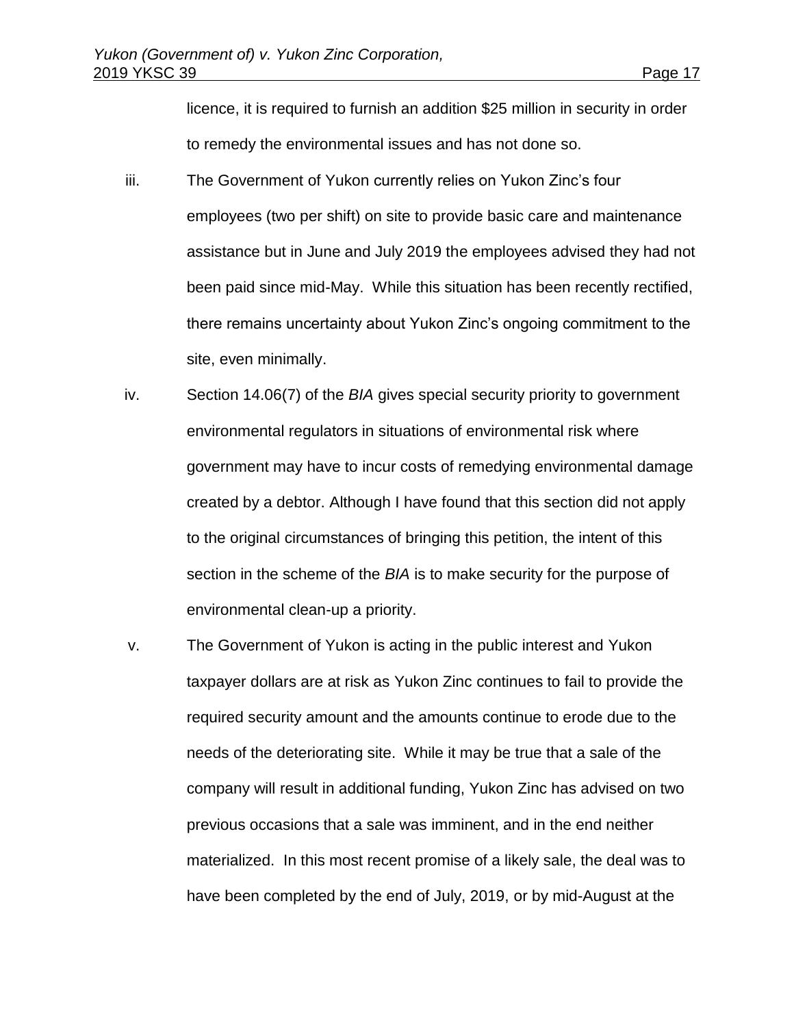licence, it is required to furnish an addition $25 million in security in order to remedy the environmental issues and has not done so.

iii. The Government of Yukon currently relies on Yukon Zinc's four employees (two per shift) on site to provide basic care and maintenance assistance but in June and July 2019 the employees advised they had not been paid since mid-May. While this situation has been recently rectified, there remains uncertainty about Yukon Zinc's ongoing commitment to the site, even minimally.

iv. Section 14.06(7) of the *BIA* gives special security priority to government environmental regulators in situations of environmental risk where government may have to incur costs of remedying environmental damage created by a debtor. Although I have found that this section did not apply to the original circumstances of bringing this petition, the intent of this section in the scheme of the *BIA* is to make security for the purpose of environmental clean-up a priority.

v. The Government of Yukon is acting in the public interest and Yukon taxpayer dollars are at risk as Yukon Zinc continues to fail to provide the required security amount and the amounts continue to erode due to the needs of the deteriorating site. While it may be true that a sale of the company will result in additional funding, Yukon Zinc has advised on two previous occasions that a sale was imminent, and in the end neither materialized. In this most recent promise of a likely sale, the deal was to have been completed by the end of July, 2019, or by mid-August at the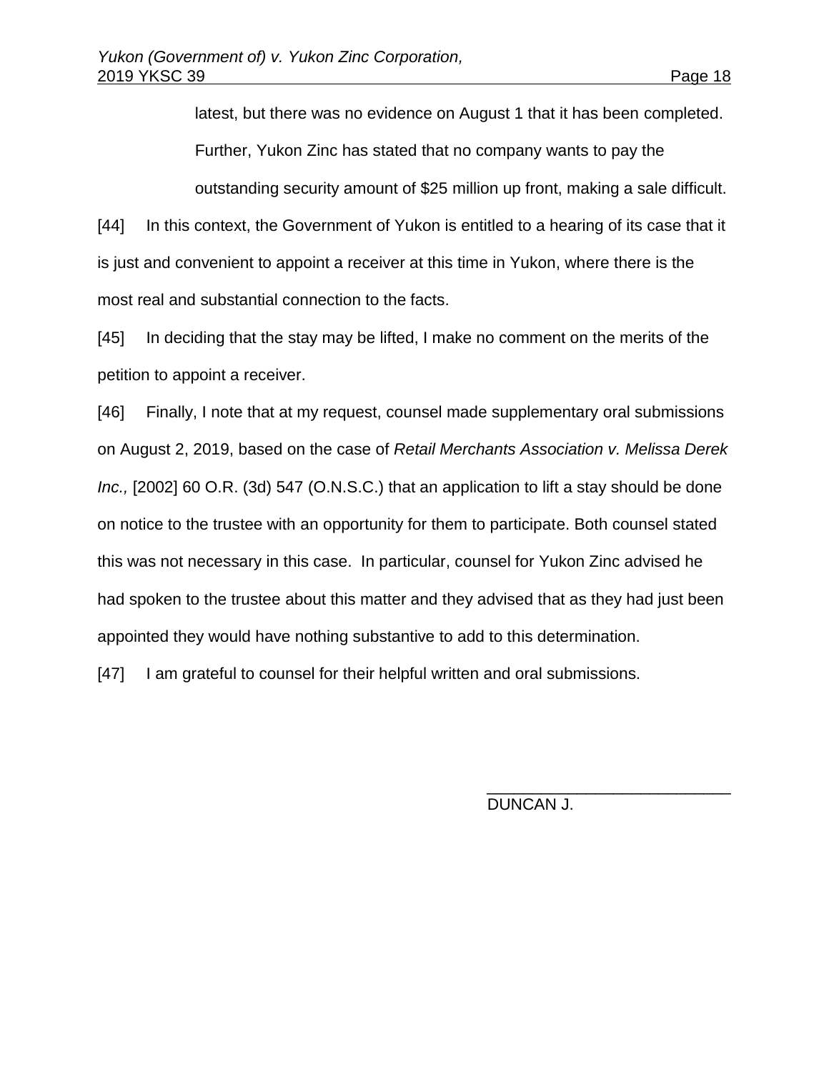latest, but there was no evidence on August 1 that it has been completed. Further, Yukon Zinc has stated that no company wants to pay the outstanding security amount of $25 million up front, making a sale difficult.

[44] In this context, the Government of Yukon is entitled to a hearing of its case that it is just and convenient to appoint a receiver at this time in Yukon, where there is the most real and substantial connection to the facts.

[45] In deciding that the stay may be lifted, I make no comment on the merits of the petition to appoint a receiver.

[46] Finally, I note that at my request, counsel made supplementary oral submissions on August 2, 2019, based on the case of *Retail Merchants Association v. Melissa Derek Inc.,* [2002] 60 O.R. (3d) 547 (O.N.S.C.) that an application to lift a stay should be done on notice to the trustee with an opportunity for them to participate. Both counsel stated this was not necessary in this case. In particular, counsel for Yukon Zinc advised he had spoken to the trustee about this matter and they advised that as they had just been appointed they would have nothing substantive to add to this determination.

[47] I am grateful to counsel for their helpful written and oral submissions.

___________________________
DUNCAN J.